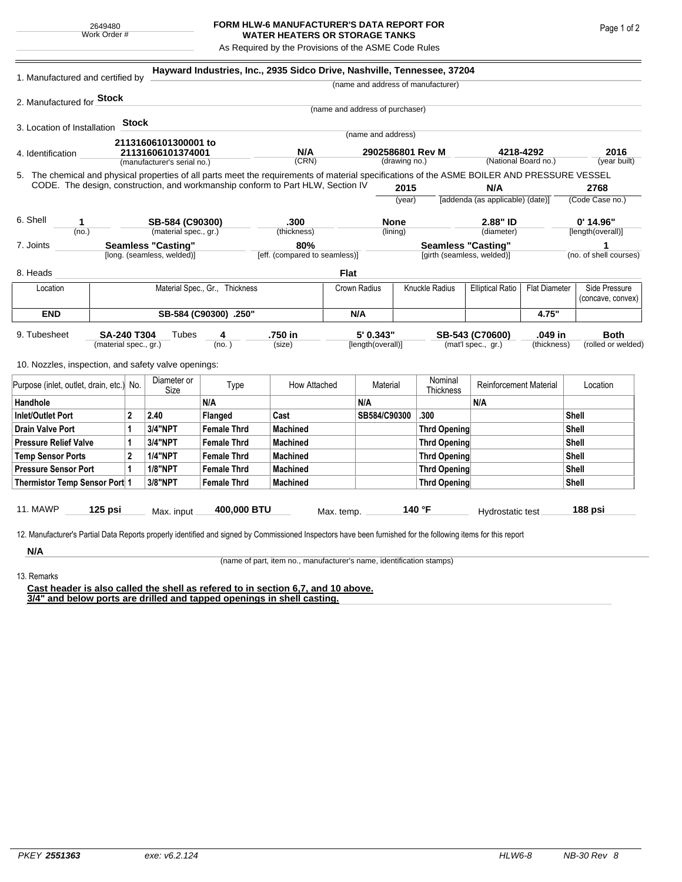2649480
Work Order #

# FORM HLW-6 MANUFACTURER'S DATA REPORT FOR WATER HEATERS OR STORAGE TANKS

As Required by the Provisions of the ASME Code Rules

1. Manufactured and certified by **Hayward Industries, Inc., 2935 Sidco Drive, Nashville, Tennessee, 37204**
(name and address of manufacturer)

2. Manufactured for **Stock**
(name and address of purchaser)

3. Location of Installation **Stock**
(name and address)

4. Identification **21131606101300001 to 21131606101374001** (manufacturer's serial no.) | **N/A** (CRN) | **2902586801 Rev M** (drawing no.) | **4218-4292** (National Board no.) | **2016** (year built)

5. The chemical and physical properties of all parts meet the requirements of material specifications of the ASME BOILER AND PRESSURE VESSEL CODE. The design, construction, and workmanship conform to Part HLW, Section IV **2015** (year) **N/A** [addenda (as applicable) (date)] **2768** (Code Case no.)

6. Shell **1** (no.) | **SB-584 (C90300)** (material spec., gr.) | **.300** (thickness) | **None** (lining) | **2.88" ID** (diameter) | **0' 14.96"** [length(overall)]

7. Joints **Seamless "Casting"** [long. (seamless, welded)] | **80%** [eff. (compared to seamless)] | **Seamless "Casting"** [girth (seamless, welded)] | **1** (no. of shell courses)

8. Heads **Flat**

| Location | Material Spec., Gr., Thickness | Crown Radius | Knuckle Radius | Elliptical Ratio | Flat Diameter | Side Pressure (concave, convex) |
|---|---|---|---|---|---|---|
| **END** | **SB-584 (C90300) .250"** | **N/A** | | | **4.75"** | |

9. Tubesheet **SA-240 T304** (material spec., gr.) Tubes **4** (no.) | **.750 in** (size) | **5' 0.343"** [length(overall)] | **SB-543 (C70600)** (mat'l spec., gr.) | **.049 in** (thickness) | **Both** (rolled or welded)

10. Nozzles, inspection, and safety valve openings:

| Purpose (inlet, outlet, drain, etc.) | No. | Diameter or Size | Type | How Attached | Material | Nominal Thickness | Reinforcement Material | Location |
|---|---|---|---|---|---|---|---|---|
| **Handhole** | | | **N/A** | | **N/A** | | **N/A** | |
| **Inlet/Outlet Port** | **2** | **2.40** | **Flanged** | **Cast** | **SB584/C90300** | **.300** | | **Shell** |
| **Drain Valve Port** | **1** | **3/4"NPT** | **Female Thrd** | **Machined** | | **Thrd Opening** | | **Shell** |
| **Pressure Relief Valve** | **1** | **3/4"NPT** | **Female Thrd** | **Machined** | | **Thrd Opening** | | **Shell** |
| **Temp Sensor Ports** | **2** | **1/4"NPT** | **Female Thrd** | **Machined** | | **Thrd Opening** | | **Shell** |
| **Pressure Sensor Port** | **1** | **1/8"NPT** | **Female Thrd** | **Machined** | | **Thrd Opening** | | **Shell** |
| **Thermistor Temp Sensor Port** | **1** | **3/8"NPT** | **Female Thrd** | **Machined** | | **Thrd Opening** | | **Shell** |

11. MAWP **125 psi** Max. input **400,000 BTU** Max. temp. **140 °F** Hydrostatic test **188 psi**

12. Manufacturer's Partial Data Reports properly identified and signed by Commissioned Inspectors have been furnished for the following items for this report

**N/A**
(name of part, item no., manufacturer's name, identification stamps)

13. Remarks

**Cast header is also called the shell as refered to in section 6,7, and 10 above.**
**3/4" and below ports are drilled and tapped openings in shell casting.**

*PKEY* ***2551363*** *exe: v6.2.124* *HLW6-8* *NB-30 Rev 8*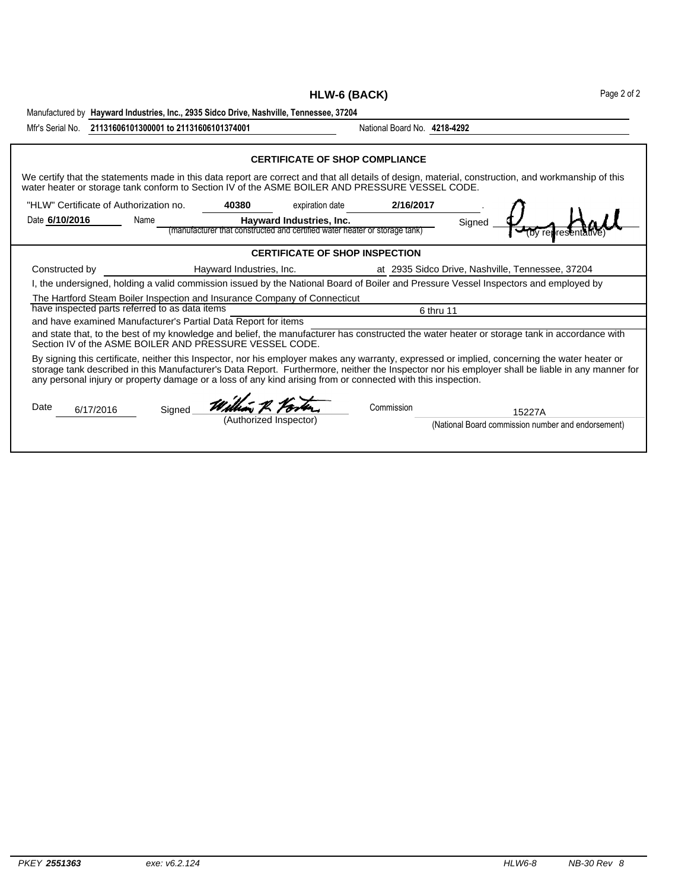# HLW-6 (BACK)

Manufactured by **Hayward Industries, Inc., 2935 Sidco Drive, Nashville, Tennessee, 37204**

Mfr's Serial No. **21131606101300001 to 21131606101374001** National Board No. **4218-4292**

## CERTIFICATE OF SHOP COMPLIANCE

We certify that the statements made in this data report are correct and that all details of design, material, construction, and workmanship of this water heater or storage tank conform to Section IV of the ASME BOILER AND PRESSURE VESSEL CODE.

"HLW" Certificate of Authorization no. **40380** expiration date **2/16/2017**.

Date **6/10/2016** Name **Hayward Industries, Inc.** (manufacturer that constructed and certified water heater or storage tank) Signed ______ (by representative)

## CERTIFICATE OF SHOP INSPECTION

Constructed by Hayward Industries, Inc. at 2935 Sidco Drive, Nashville, Tennessee, 37204

I, the undersigned, holding a valid commission issued by the National Board of Boiler and Pressure Vessel Inspectors and employed by

The Hartford Steam Boiler Inspection and Insurance Company of Connecticut

have inspected parts referred to as data items 6 thru 11

and have examined Manufacturer's Partial Data Report for items

and state that, to the best of my knowledge and belief, the manufacturer has constructed the water heater or storage tank in accordance with Section IV of the ASME BOILER AND PRESSURE VESSEL CODE.

By signing this certificate, neither this Inspector, nor his employer makes any warranty, expressed or implied, concerning the water heater or storage tank described in this Manufacturer's Data Report. Furthermore, neither the Inspector nor his employer shall be liable in any manner for any personal injury or property damage or a loss of any kind arising from or connected with this inspection.

Date 6/17/2016 Signed ______ (Authorized Inspector) Commission 15227A (National Board commission number and endorsement)